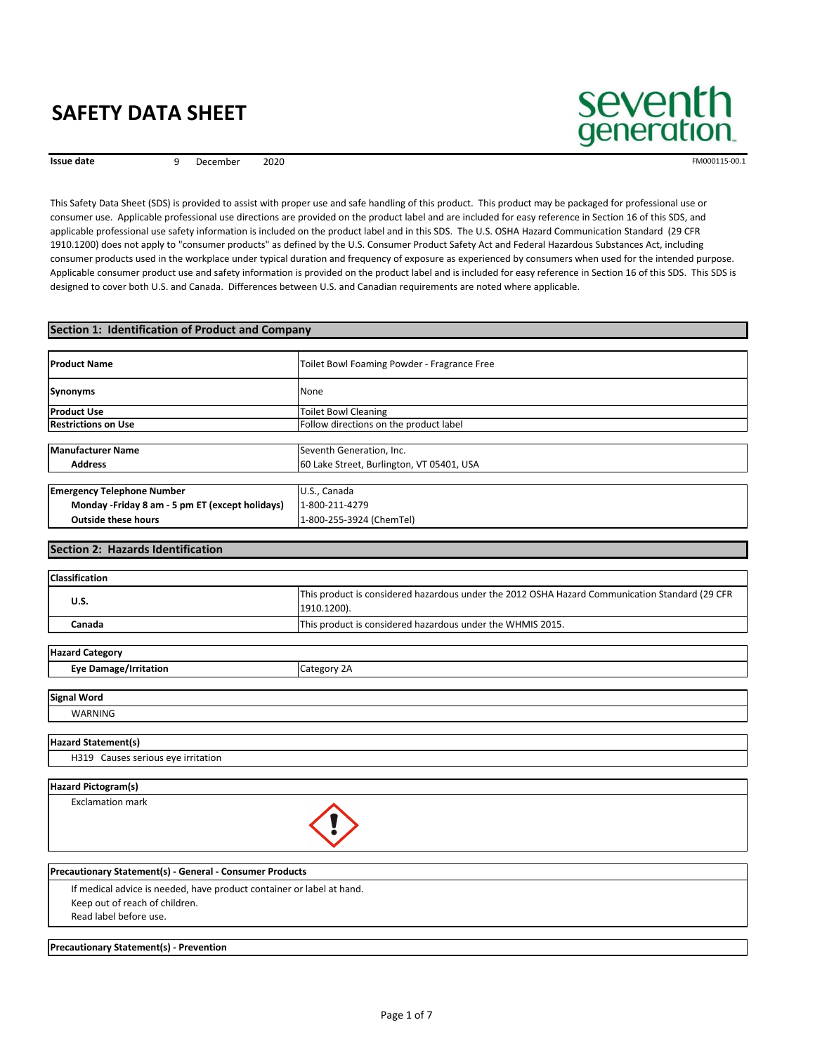# SAFETY DATA SHEET

**Issue date** 9 December 2020

FM000115-00.1

This Safety Data Sheet (SDS) is provided to assist with proper use and safe handling of this product. This product may be packaged for professional use or consumer use. Applicable professional use directions are provided on the product label and are included for easy reference in Section 16 of this SDS, and applicable professional use safety information is included on the product label and in this SDS. The U.S. OSHA Hazard Communication Standard (29 CFR 1910.1200) does not apply to "consumer products" as defined by the U.S. Consumer Product Safety Act and Federal Hazardous Substances Act, including consumer products used in the workplace under typical duration and frequency of exposure as experienced by consumers when used for the intended purpose. Applicable consumer product use and safety information is provided on the product label and is included for easy reference in Section 16 of this SDS. This SDS is designed to cover both U.S. and Canada. Differences between U.S. and Canadian requirements are noted where applicable.

## Section 1: Identification of Product and Company

| | |
|---|---|
| **Product Name** | Toilet Bowl Foaming Powder - Fragrance Free |
| **Synonyms** | None |
| **Product Use** | Toilet Bowl Cleaning |
| **Restrictions on Use** | Follow directions on the product label |

| | |
|---|---|
| **Manufacturer Name** | Seventh Generation, Inc. |
| **Address** | 60 Lake Street, Burlington, VT 05401, USA |

| | |
|---|---|
| **Emergency Telephone Number** | U.S., Canada |
| **Monday -Friday 8 am - 5 pm ET (except holidays)** | 1-800-211-4279 |
| **Outside these hours** | 1-800-255-3924 (ChemTel) |

## Section 2: Hazards Identification

| **Classification** | |
|---|---|
| **U.S.** | This product is considered hazardous under the 2012 OSHA Hazard Communication Standard (29 CFR 1910.1200). |
| **Canada** | This product is considered hazardous under the WHMIS 2015. |

| **Hazard Category** | |
|---|---|
| **Eye Damage/Irritation** | Category 2A |

**Signal Word**

WARNING

**Hazard Statement(s)**

H319 Causes serious eye irritation

**Hazard Pictogram(s)**

Exclamation mark

**Precautionary Statement(s) - General - Consumer Products**

If medical advice is needed, have product container or label at hand.
Keep out of reach of children.
Read label before use.

**Precautionary Statement(s) - Prevention**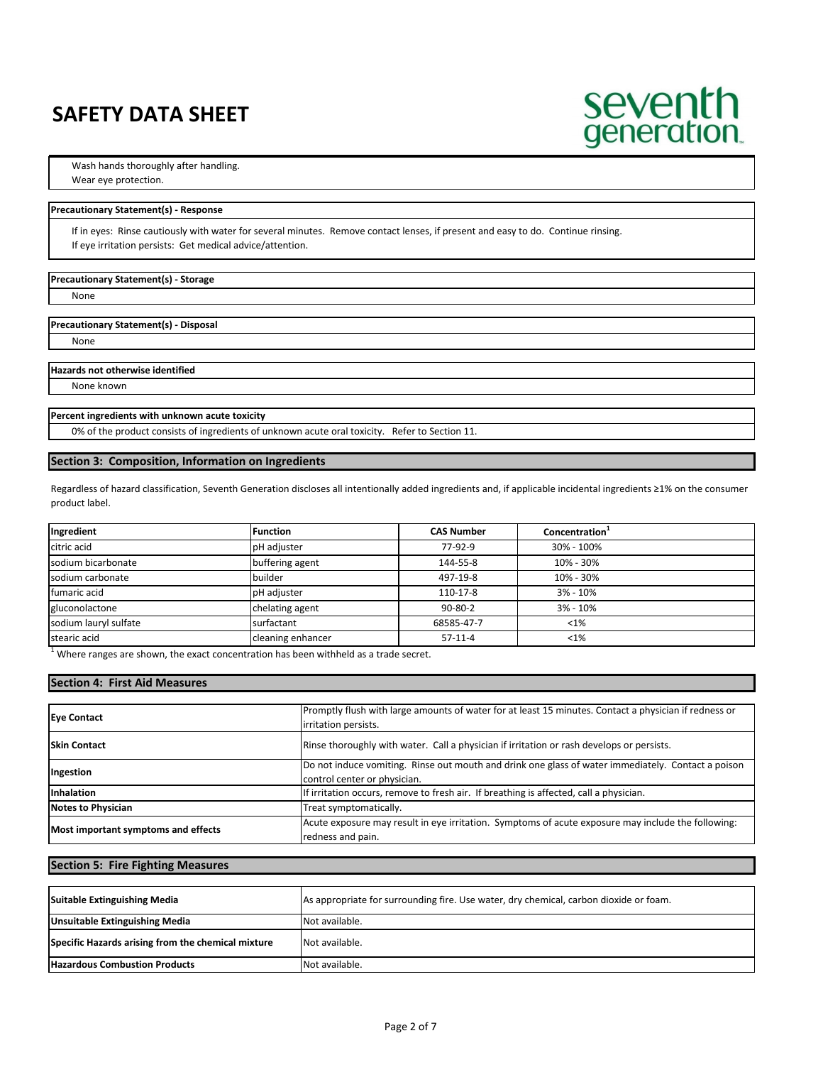Wash hands thoroughly after handling.
Wear eye protection.

**Precautionary Statement(s) - Response**

If in eyes: Rinse cautiously with water for several minutes. Remove contact lenses, if present and easy to do. Continue rinsing.
If eye irritation persists: Get medical advice/attention.

**Precautionary Statement(s) - Storage**

None

**Precautionary Statement(s) - Disposal**

None

**Hazards not otherwise identified**

None known

**Percent ingredients with unknown acute toxicity**

0% of the product consists of ingredients of unknown acute oral toxicity. Refer to Section 11.

## Section 3: Composition, Information on Ingredients

Regardless of hazard classification, Seventh Generation discloses all intentionally added ingredients and, if applicable incidental ingredients ≥1% on the consumer product label.

| Ingredient | Function | CAS Number | Concentration[1] |
|---|---|---|---|
| citric acid | pH adjuster | 77-92-9 | 30% - 100% |
| sodium bicarbonate | buffering agent | 144-55-8 | 10% - 30% |
| sodium carbonate | builder | 497-19-8 | 10% - 30% |
| fumaric acid | pH adjuster | 110-17-8 | 3% - 10% |
| gluconolactone | chelating agent | 90-80-2 | 3% - 10% |
| sodium lauryl sulfate | surfactant | 68585-47-7 | <1% |
| stearic acid | cleaning enhancer | 57-11-4 | <1% |

[1] Where ranges are shown, the exact concentration has been withheld as a trade secret.

## Section 4: First Aid Measures

| | |
|---|---|
| **Eye Contact** | Promptly flush with large amounts of water for at least 15 minutes. Contact a physician if redness or irritation persists. |
| **Skin Contact** | Rinse thoroughly with water. Call a physician if irritation or rash develops or persists. |
| **Ingestion** | Do not induce vomiting. Rinse out mouth and drink one glass of water immediately. Contact a poison control center or physician. |
| **Inhalation** | If irritation occurs, remove to fresh air. If breathing is affected, call a physician. |
| **Notes to Physician** | Treat symptomatically. |
| **Most important symptoms and effects** | Acute exposure may result in eye irritation. Symptoms of acute exposure may include the following: redness and pain. |

## Section 5: Fire Fighting Measures

| | |
|---|---|
| **Suitable Extinguishing Media** | As appropriate for surrounding fire. Use water, dry chemical, carbon dioxide or foam. |
| **Unsuitable Extinguishing Media** | Not available. |
| **Specific Hazards arising from the chemical mixture** | Not available. |
| **Hazardous Combustion Products** | Not available. |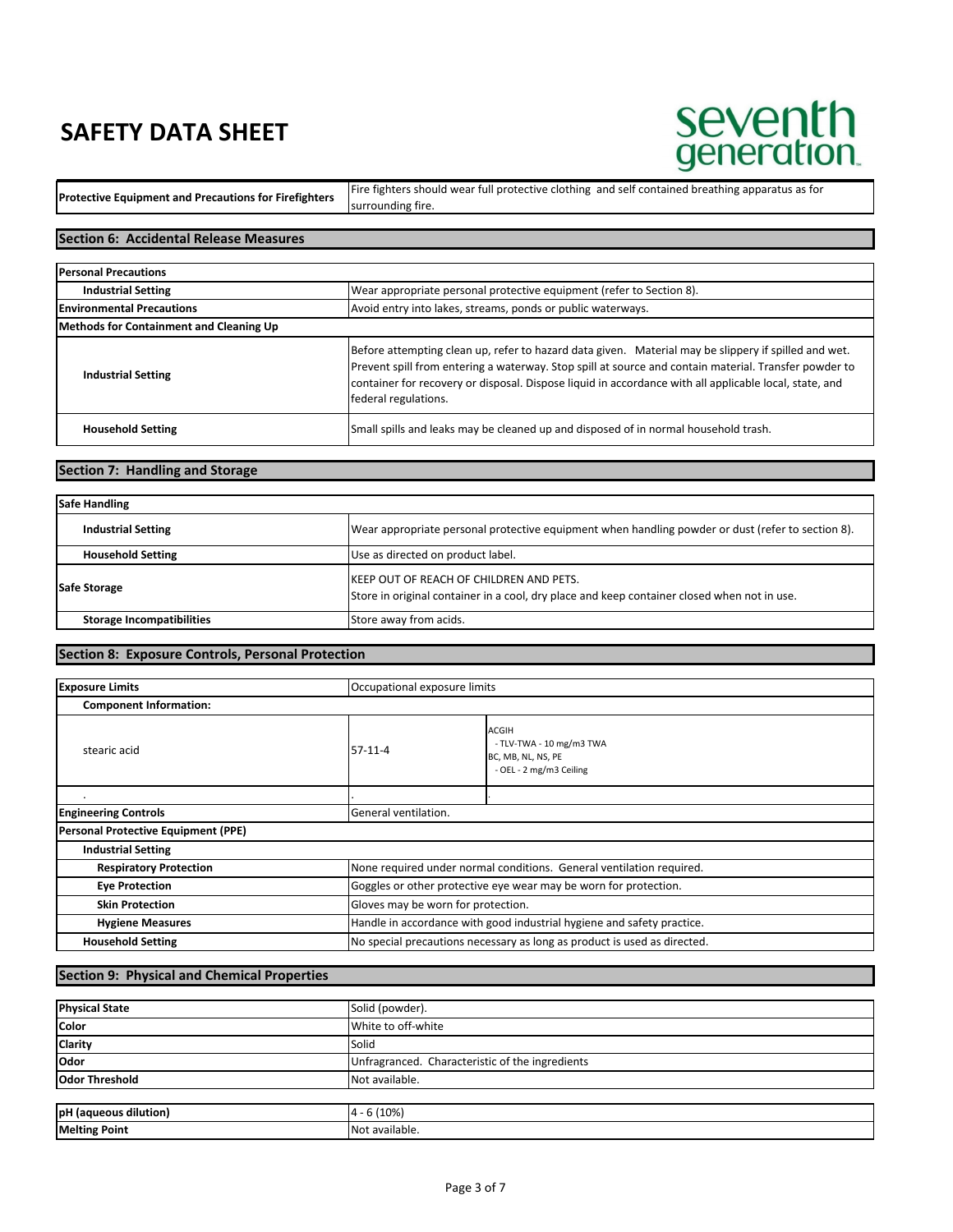# SAFETY DATA SHEET

| | |
|---|---|
| **Protective Equipment and Precautions for Firefighters** | Fire fighters should wear full protective clothing and self contained breathing apparatus as for surrounding fire. |

## Section 6: Accidental Release Measures

| | |
|---|---|
| **Personal Precautions** | |
| **Industrial Setting** | Wear appropriate personal protective equipment (refer to Section 8). |
| **Environmental Precautions** | Avoid entry into lakes, streams, ponds or public waterways. |
| **Methods for Containment and Cleaning Up** | |
| **Industrial Setting** | Before attempting clean up, refer to hazard data given. Material may be slippery if spilled and wet. Prevent spill from entering a waterway. Stop spill at source and contain material. Transfer powder to container for recovery or disposal. Dispose liquid in accordance with all applicable local, state, and federal regulations. |
| **Household Setting** | Small spills and leaks may be cleaned up and disposed of in normal household trash. |

## Section 7: Handling and Storage

| | |
|---|---|
| **Safe Handling** | |
| **Industrial Setting** | Wear appropriate personal protective equipment when handling powder or dust (refer to section 8). |
| **Household Setting** | Use as directed on product label. |
| **Safe Storage** | KEEP OUT OF REACH OF CHILDREN AND PETS.<br>Store in original container in a cool, dry place and keep container closed when not in use. |
| **Storage Incompatibilities** | Store away from acids. |

## Section 8: Exposure Controls, Personal Protection

| | | |
|---|---|---|
| **Exposure Limits** | Occupational exposure limits | |
| **Component Information:** | | |
| stearic acid | 57-11-4 | ACGIH<br>- TLV-TWA - 10 mg/m3 TWA<br>BC, MB, NL, NS, PE<br>- OEL - 2 mg/m3 Ceiling |
| . | . | . |
| **Engineering Controls** | General ventilation. | |
| **Personal Protective Equipment (PPE)** | | |
| **Industrial Setting** | | |
| **Respiratory Protection** | None required under normal conditions. General ventilation required. | |
| **Eye Protection** | Goggles or other protective eye wear may be worn for protection. | |
| **Skin Protection** | Gloves may be worn for protection. | |
| **Hygiene Measures** | Handle in accordance with good industrial hygiene and safety practice. | |
| **Household Setting** | No special precautions necessary as long as product is used as directed. | |

## Section 9: Physical and Chemical Properties

| | |
|---|---|
| **Physical State** | Solid (powder). |
| **Color** | White to off-white |
| **Clarity** | Solid |
| **Odor** | Unfragranced. Characteristic of the ingredients |
| **Odor Threshold** | Not available. |

| | |
|---|---|
| **pH (aqueous dilution)** | 4 - 6 (10%) |
| **Melting Point** | Not available. |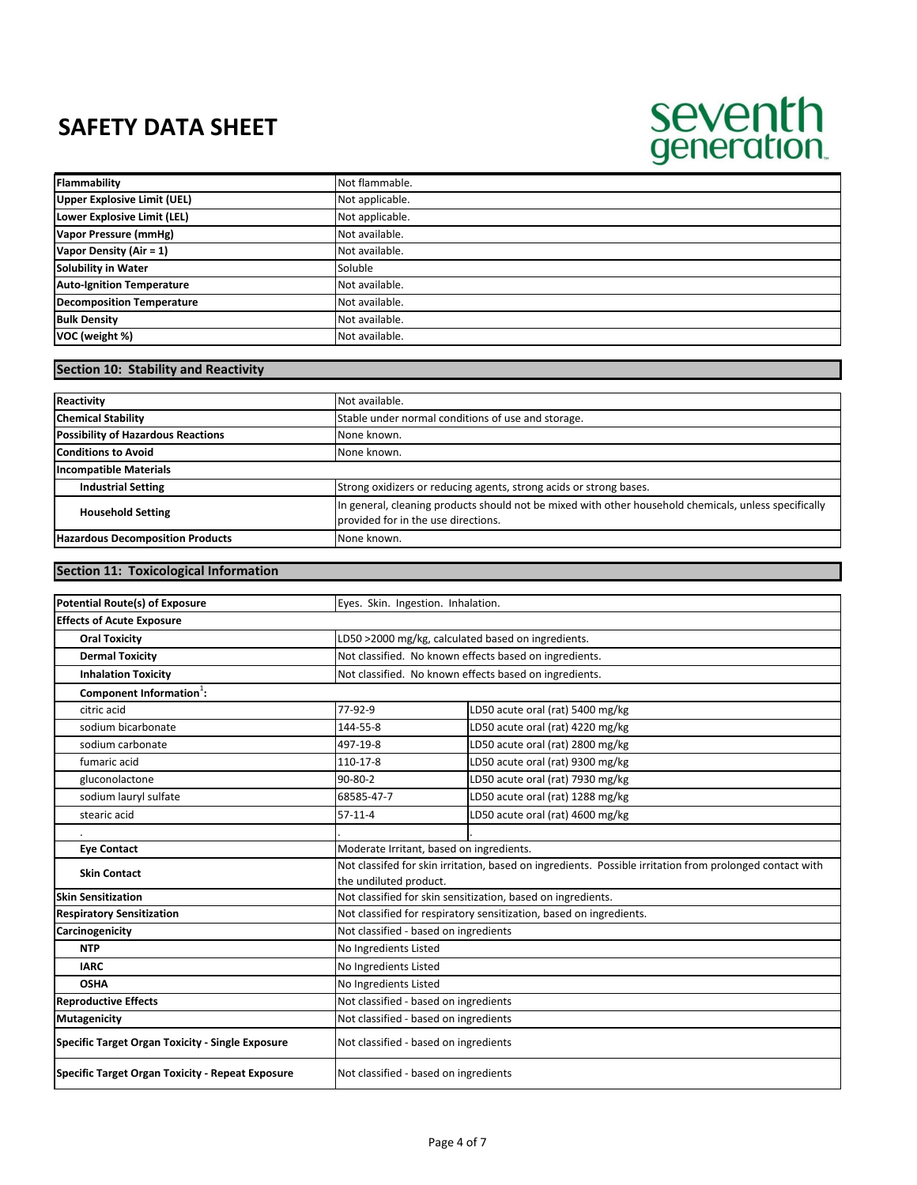# SAFETY DATA SHEET

| | |
|---|---|
| **Flammability** | Not flammable. |
| **Upper Explosive Limit (UEL)** | Not applicable. |
| **Lower Explosive Limit (LEL)** | Not applicable. |
| **Vapor Pressure (mmHg)** | Not available. |
| **Vapor Density (Air = 1)** | Not available. |
| **Solubility in Water** | Soluble |
| **Auto-Ignition Temperature** | Not available. |
| **Decomposition Temperature** | Not available. |
| **Bulk Density** | Not available. |
| **VOC (weight %)** | Not available. |

## Section 10: Stability and Reactivity

| | |
|---|---|
| **Reactivity** | Not available. |
| **Chemical Stability** | Stable under normal conditions of use and storage. |
| **Possibility of Hazardous Reactions** | None known. |
| **Conditions to Avoid** | None known. |
| **Incompatible Materials** | |
| **Industrial Setting** | Strong oxidizers or reducing agents, strong acids or strong bases. |
| **Household Setting** | In general, cleaning products should not be mixed with other household chemicals, unless specifically provided for in the use directions. |
| **Hazardous Decomposition Products** | None known. |

## Section 11: Toxicological Information

| | | |
|---|---|---|
| **Potential Route(s) of Exposure** | Eyes. Skin. Ingestion. Inhalation. | |
| **Effects of Acute Exposure** | | |
| **Oral Toxicity** | LD50 >2000 mg/kg, calculated based on ingredients. | |
| **Dermal Toxicity** | Not classified. No known effects based on ingredients. | |
| **Inhalation Toxicity** | Not classified. No known effects based on ingredients. | |
| **Component Information[1]:** | | |
| citric acid | 77-92-9 | LD50 acute oral (rat) 5400 mg/kg |
| sodium bicarbonate | 144-55-8 | LD50 acute oral (rat) 4220 mg/kg |
| sodium carbonate | 497-19-8 | LD50 acute oral (rat) 2800 mg/kg |
| fumaric acid | 110-17-8 | LD50 acute oral (rat) 9300 mg/kg |
| gluconolactone | 90-80-2 | LD50 acute oral (rat) 7930 mg/kg |
| sodium lauryl sulfate | 68585-47-7 | LD50 acute oral (rat) 1288 mg/kg |
| stearic acid | 57-11-4 | LD50 acute oral (rat) 4600 mg/kg |
| . | . | . |
| **Eye Contact** | Moderate Irritant, based on ingredients. | |
| **Skin Contact** | Not classifed for skin irritation, based on ingredients. Possible irritation from prolonged contact with the undiluted product. | |
| **Skin Sensitization** | Not classified for skin sensitization, based on ingredients. | |
| **Respiratory Sensitization** | Not classified for respiratory sensitization, based on ingredients. | |
| **Carcinogenicity** | Not classified - based on ingredients | |
| **NTP** | No Ingredients Listed | |
| **IARC** | No Ingredients Listed | |
| **OSHA** | No Ingredients Listed | |
| **Reproductive Effects** | Not classified - based on ingredients | |
| **Mutagenicity** | Not classified - based on ingredients | |
| **Specific Target Organ Toxicity - Single Exposure** | Not classified - based on ingredients | |
| **Specific Target Organ Toxicity - Repeat Exposure** | Not classified - based on ingredients | |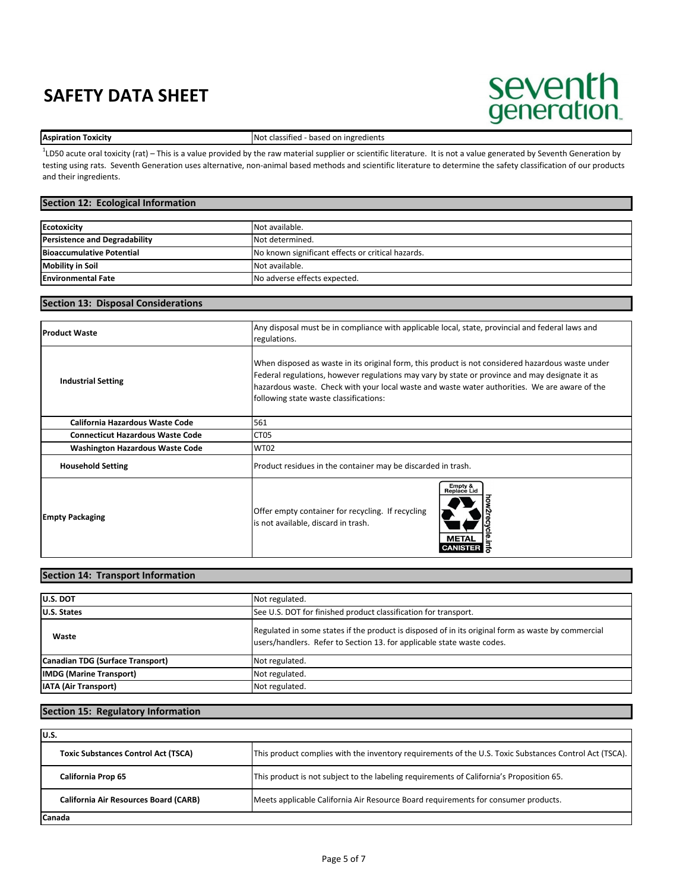| Aspiration Toxicity | Not classified - based on ingredients |
|---|---|

[1]LD50 acute oral toxicity (rat) – This is a value provided by the raw material supplier or scientific literature. It is not a value generated by Seventh Generation by testing using rats. Seventh Generation uses alternative, non-animal based methods and scientific literature to determine the safety classification of our products and their ingredients.

## Section 12: Ecological Information

| Ecotoxicity | Not available. |
|---|---|
| Persistence and Degradability | Not determined. |
| Bioaccumulative Potential | No known significant effects or critical hazards. |
| Mobility in Soil | Not available. |
| Environmental Fate | No adverse effects expected. |

## Section 13: Disposal Considerations

| Product Waste | Any disposal must be in compliance with applicable local, state, provincial and federal laws and regulations. |
|---|---|
| Industrial Setting | When disposed as waste in its original form, this product is not considered hazardous waste under Federal regulations, however regulations may vary by state or province and may designate it as hazardous waste. Check with your local waste and waste water authorities. We are aware of the following state waste classifications: |
| California Hazardous Waste Code | 561 |
| Connecticut Hazardous Waste Code | CT05 |
| Washington Hazardous Waste Code | WT02 |
| Household Setting | Product residues in the container may be discarded in trash. |
| Empty Packaging | Offer empty container for recycling. If recycling is not available, discard in trash. Empty & Replace Lid; METAL CANISTER; how2recycle.info |

## Section 14: Transport Information

| U.S. DOT | Not regulated. |
|---|---|
| U.S. States | See U.S. DOT for finished product classification for transport. |
| Waste | Regulated in some states if the product is disposed of in its original form as waste by commercial users/handlers. Refer to Section 13. for applicable state waste codes. |
| Canadian TDG (Surface Transport) | Not regulated. |
| IMDG (Marine Transport) | Not regulated. |
| IATA (Air Transport) | Not regulated. |

## Section 15: Regulatory Information

| U.S. | |
|---|---|
| Toxic Substances Control Act (TSCA) | This product complies with the inventory requirements of the U.S. Toxic Substances Control Act (TSCA). |
| California Prop 65 | This product is not subject to the labeling requirements of California's Proposition 65. |
| California Air Resources Board (CARB) | Meets applicable California Air Resource Board requirements for consumer products. |
| Canada | |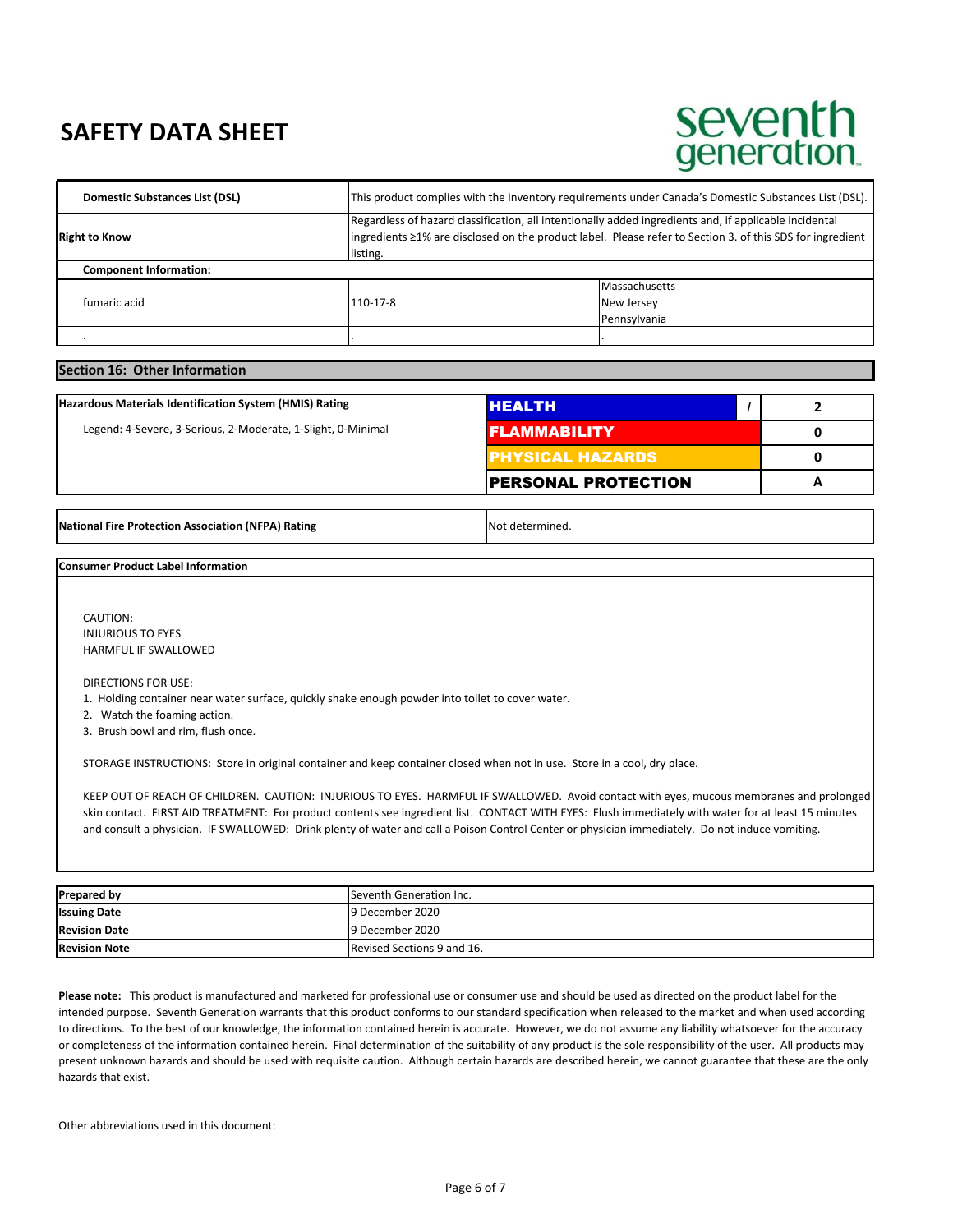# SAFETY DATA SHEET

| | | |
|---|---|---|
| **Domestic Substances List (DSL)** | This product complies with the inventory requirements under Canada's Domestic Substances List (DSL). | |
| **Right to Know** | Regardless of hazard classification, all intentionally added ingredients and, if applicable incidental ingredients ≥1% are disclosed on the product label. Please refer to Section 3. of this SDS for ingredient listing. | |
| **Component Information:** | | |
| fumaric acid | 110-17-8 | Massachusetts<br>New Jersey<br>Pennsylvania |
| . | . | . |

## Section 16: Other Information

| **Hazardous Materials Identification System (HMIS) Rating** | | |
|---|---|---|
| Legend: 4-Severe, 3-Serious, 2-Moderate, 1-Slight, 0-Minimal | **HEALTH** / | 2 |
| | **FLAMMABILITY** | 0 |
| | **PHYSICAL HAZARDS** | 0 |
| | **PERSONAL PROTECTION** | A |

| | |
|---|---|
| **National Fire Protection Association (NFPA) Rating** | Not determined. |

**Consumer Product Label Information**

CAUTION:
INJURIOUS TO EYES
HARMFUL IF SWALLOWED

DIRECTIONS FOR USE:
1. Holding container near water surface, quickly shake enough powder into toilet to cover water.
2. Watch the foaming action.
3. Brush bowl and rim, flush once.

STORAGE INSTRUCTIONS: Store in original container and keep container closed when not in use. Store in a cool, dry place.

KEEP OUT OF REACH OF CHILDREN. CAUTION: INJURIOUS TO EYES. HARMFUL IF SWALLOWED. Avoid contact with eyes, mucous membranes and prolonged skin contact. FIRST AID TREATMENT: For product contents see ingredient list. CONTACT WITH EYES: Flush immediately with water for at least 15 minutes and consult a physician. IF SWALLOWED: Drink plenty of water and call a Poison Control Center or physician immediately. Do not induce vomiting.

| | |
|---|---|
| **Prepared by** | Seventh Generation Inc. |
| **Issuing Date** | 9 December 2020 |
| **Revision Date** | 9 December 2020 |
| **Revision Note** | Revised Sections 9 and 16. |

**Please note:** This product is manufactured and marketed for professional use or consumer use and should be used as directed on the product label for the intended purpose. Seventh Generation warrants that this product conforms to our standard specification when released to the market and when used according to directions. To the best of our knowledge, the information contained herein is accurate. However, we do not assume any liability whatsoever for the accuracy or completeness of the information contained herein. Final determination of the suitability of any product is the sole responsibility of the user. All products may present unknown hazards and should be used with requisite caution. Although certain hazards are described herein, we cannot guarantee that these are the only hazards that exist.

Other abbreviations used in this document: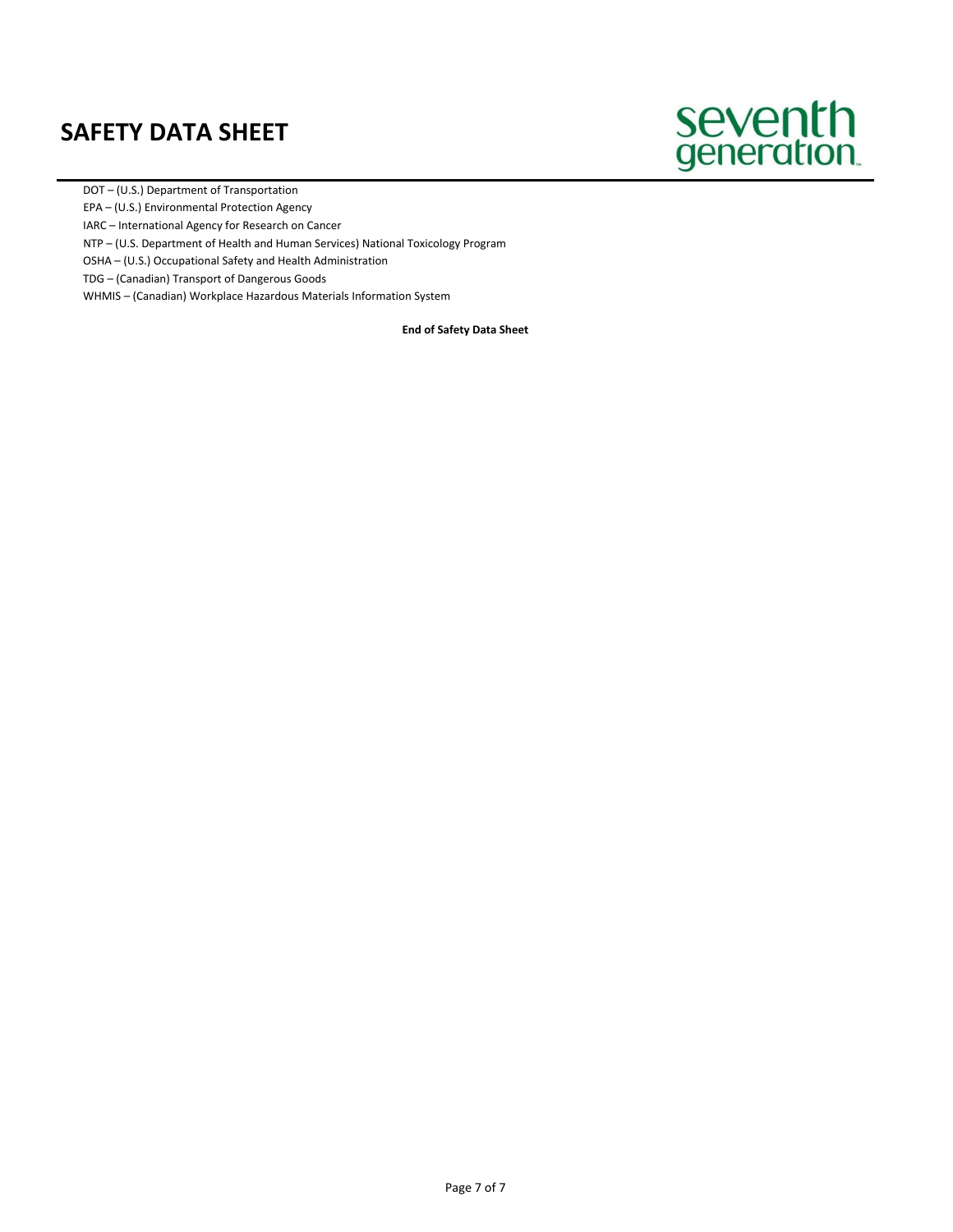DOT – (U.S.) Department of Transportation

EPA – (U.S.) Environmental Protection Agency

IARC – International Agency for Research on Cancer

NTP – (U.S. Department of Health and Human Services) National Toxicology Program

OSHA – (U.S.) Occupational Safety and Health Administration

TDG – (Canadian) Transport of Dangerous Goods

WHMIS – (Canadian) Workplace Hazardous Materials Information System

**End of Safety Data Sheet**